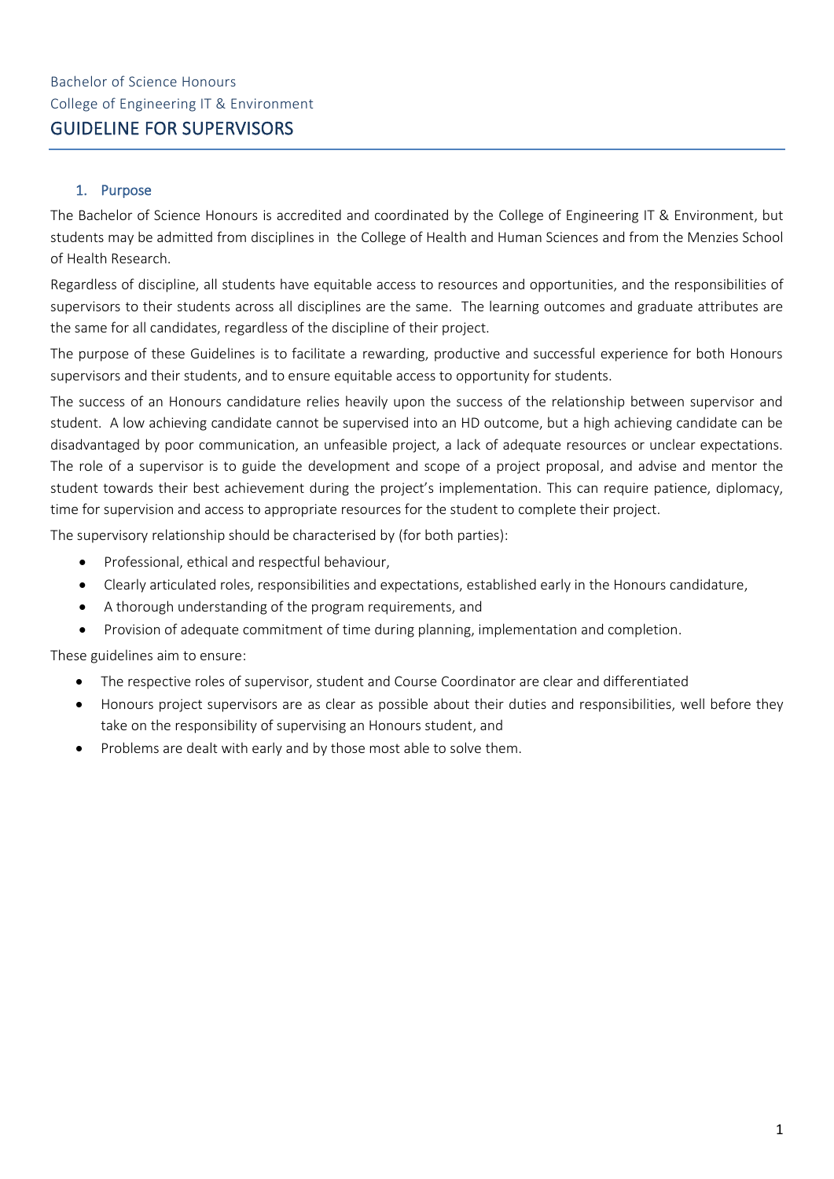Bachelor of Science Honours

College of Engineering IT & Environment

# GUIDELINE FOR SUPERVISORS

## 1. Purpose

The Bachelor of Science Honours is accredited and coordinated by the College of Engineering IT & Environment, but students may be admitted from disciplines in the College of Health and Human Sciences and from the Menzies School of Health Research.

Regardless of discipline, all students have equitable access to resources and opportunities, and the responsibilities of supervisors to their students across all disciplines are the same. The learning outcomes and graduate attributes are the same for all candidates, regardless of the discipline of their project.

The purpose of these Guidelines is to facilitate a rewarding, productive and successful experience for both Honours supervisors and their students, and to ensure equitable access to opportunity for students.

The success of an Honours candidature relies heavily upon the success of the relationship between supervisor and student. A low achieving candidate cannot be supervised into an HD outcome, but a high achieving candidate can be disadvantaged by poor communication, an unfeasible project, a lack of adequate resources or unclear expectations. The role of a supervisor is to guide the development and scope of a project proposal, and advise and mentor the student towards their best achievement during the project's implementation. This can require patience, diplomacy, time for supervision and access to appropriate resources for the student to complete their project.

The supervisory relationship should be characterised by (for both parties):

- Professional, ethical and respectful behaviour,
- Clearly articulated roles, responsibilities and expectations, established early in the Honours candidature,
- A thorough understanding of the program requirements, and
- Provision of adequate commitment of time during planning, implementation and completion.

These guidelines aim to ensure:

- The respective roles of supervisor, student and Course Coordinator are clear and differentiated
- Honours project supervisors are as clear as possible about their duties and responsibilities, well before they take on the responsibility of supervising an Honours student, and
- Problems are dealt with early and by those most able to solve them.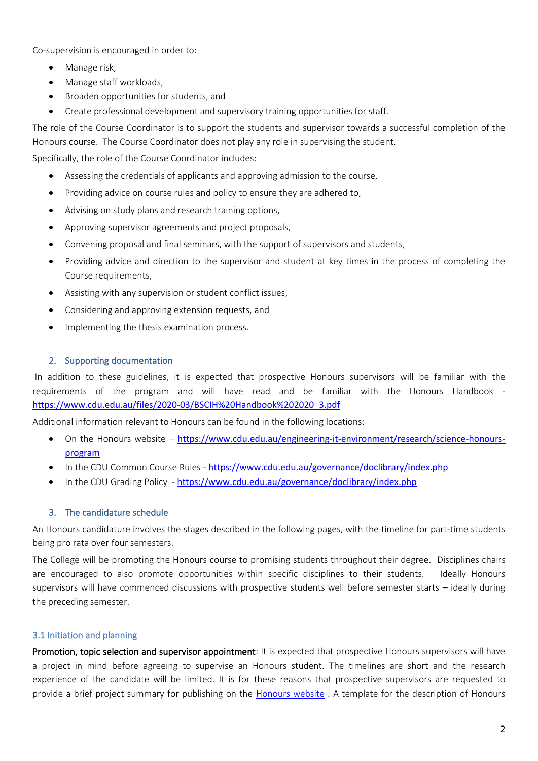Co-supervision is encouraged in order to:

- Manage risk,
- Manage staff workloads,
- Broaden opportunities for students, and
- Create professional development and supervisory training opportunities for staff.

The role of the Course Coordinator is to support the students and supervisor towards a successful completion of the Honours course. The Course Coordinator does not play any role in supervising the student.

Specifically, the role of the Course Coordinator includes:

- Assessing the credentials of applicants and approving admission to the course,
- Providing advice on course rules and policy to ensure they are adhered to,
- Advising on study plans and research training options,
- Approving supervisor agreements and project proposals,
- Convening proposal and final seminars, with the support of supervisors and students,
- Providing advice and direction to the supervisor and student at key times in the process of completing the Course requirements,
- Assisting with any supervision or student conflict issues,
- Considering and approving extension requests, and
- Implementing the thesis examination process.

## 2. Supporting documentation

In addition to these guidelines, it is expected that prospective Honours supervisors will be familiar with the requirements of the program and will have read and be familiar with the Honours Handbook - [https://www.cdu.edu.au/files/2020-03/BSCIH%20Handbook%202020_3.pdf](https://www.cdu.edu.au/files/2020-03/BSCIH%20Handbook%202020_3.pdf)

Additional information relevant to Honours can be found in the following locations:

- On the Honours website – [https://www.cdu.edu.au/engineering-it-environment/research/science-honours-program](https://www.cdu.edu.au/engineering-it-environment/research/science-honours-program)
- In the CDU Common Course Rules - [https://www.cdu.edu.au/governance/doclibrary/index.php](https://www.cdu.edu.au/governance/doclibrary/index.php)
- In the CDU Grading Policy - [https://www.cdu.edu.au/governance/doclibrary/index.php](https://www.cdu.edu.au/governance/doclibrary/index.php)

## 3. The candidature schedule

An Honours candidature involves the stages described in the following pages, with the timeline for part-time students being pro rata over four semesters.

The College will be promoting the Honours course to promising students throughout their degree. Disciplines chairs are encouraged to also promote opportunities within specific disciplines to their students. Ideally Honours supervisors will have commenced discussions with prospective students well before semester starts – ideally during the preceding semester.

### 3.1 Initiation and planning

**Promotion, topic selection and supervisor appointment**: It is expected that prospective Honours supervisors will have a project in mind before agreeing to supervise an Honours student. The timelines are short and the research experience of the candidate will be limited. It is for these reasons that prospective supervisors are requested to provide a brief project summary for publishing on the Honours website . A template for the description of Honours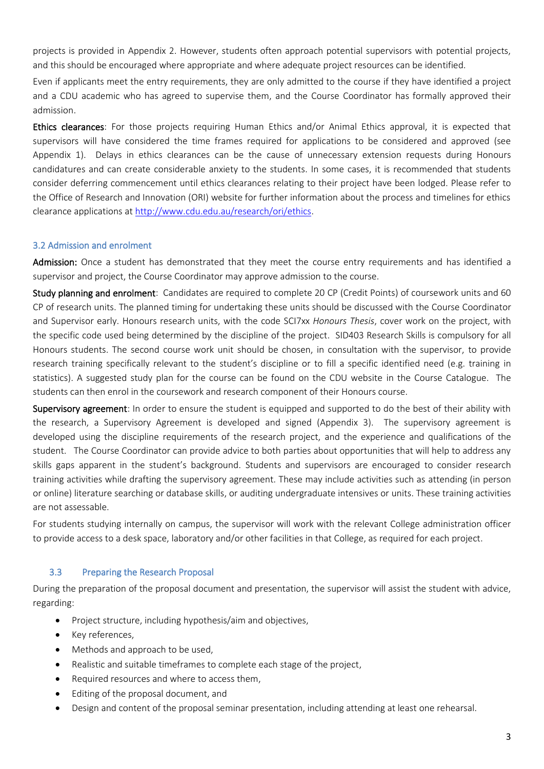projects is provided in Appendix 2. However, students often approach potential supervisors with potential projects, and this should be encouraged where appropriate and where adequate project resources can be identified.

Even if applicants meet the entry requirements, they are only admitted to the course if they have identified a project and a CDU academic who has agreed to supervise them, and the Course Coordinator has formally approved their admission.

**Ethics clearances**: For those projects requiring Human Ethics and/or Animal Ethics approval, it is expected that supervisors will have considered the time frames required for applications to be considered and approved (see Appendix 1). Delays in ethics clearances can be the cause of unnecessary extension requests during Honours candidatures and can create considerable anxiety to the students. In some cases, it is recommended that students consider deferring commencement until ethics clearances relating to their project have been lodged. Please refer to the Office of Research and Innovation (ORI) website for further information about the process and timelines for ethics clearance applications at [http://www.cdu.edu.au/research/ori/ethics](http://www.cdu.edu.au/research/ori/ethics).

### 3.2 Admission and enrolment

**Admission:** Once a student has demonstrated that they meet the course entry requirements and has identified a supervisor and project, the Course Coordinator may approve admission to the course.

**Study planning and enrolment**: Candidates are required to complete 20 CP (Credit Points) of coursework units and 60 CP of research units. The planned timing for undertaking these units should be discussed with the Course Coordinator and Supervisor early. Honours research units, with the code SCI7xx *Honours Thesis*, cover work on the project, with the specific code used being determined by the discipline of the project. SID403 Research Skills is compulsory for all Honours students. The second course work unit should be chosen, in consultation with the supervisor, to provide research training specifically relevant to the student's discipline or to fill a specific identified need (e.g. training in statistics). A suggested study plan for the course can be found on the CDU website in the Course Catalogue. The students can then enrol in the coursework and research component of their Honours course.

**Supervisory agreement**: In order to ensure the student is equipped and supported to do the best of their ability with the research, a Supervisory Agreement is developed and signed (Appendix 3). The supervisory agreement is developed using the discipline requirements of the research project, and the experience and qualifications of the student. The Course Coordinator can provide advice to both parties about opportunities that will help to address any skills gaps apparent in the student's background. Students and supervisors are encouraged to consider research training activities while drafting the supervisory agreement. These may include activities such as attending (in person or online) literature searching or database skills, or auditing undergraduate intensives or units. These training activities are not assessable.

For students studying internally on campus, the supervisor will work with the relevant College administration officer to provide access to a desk space, laboratory and/or other facilities in that College, as required for each project.

### 3.3 Preparing the Research Proposal

During the preparation of the proposal document and presentation, the supervisor will assist the student with advice, regarding:

- Project structure, including hypothesis/aim and objectives,
- Key references,
- Methods and approach to be used,
- Realistic and suitable timeframes to complete each stage of the project,
- Required resources and where to access them,
- Editing of the proposal document, and
- Design and content of the proposal seminar presentation, including attending at least one rehearsal.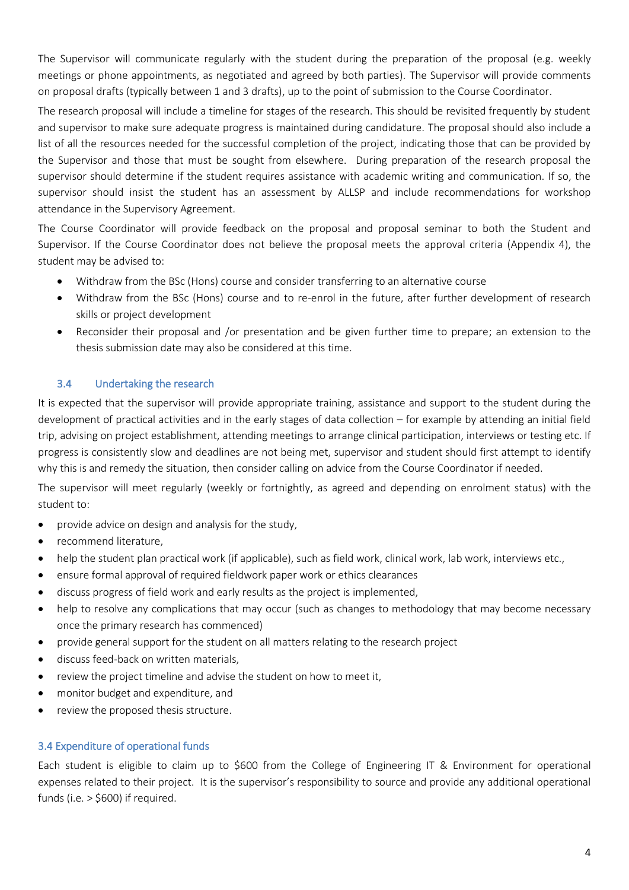The Supervisor will communicate regularly with the student during the preparation of the proposal (e.g. weekly meetings or phone appointments, as negotiated and agreed by both parties). The Supervisor will provide comments on proposal drafts (typically between 1 and 3 drafts), up to the point of submission to the Course Coordinator.

The research proposal will include a timeline for stages of the research. This should be revisited frequently by student and supervisor to make sure adequate progress is maintained during candidature. The proposal should also include a list of all the resources needed for the successful completion of the project, indicating those that can be provided by the Supervisor and those that must be sought from elsewhere. During preparation of the research proposal the supervisor should determine if the student requires assistance with academic writing and communication. If so, the supervisor should insist the student has an assessment by ALLSP and include recommendations for workshop attendance in the Supervisory Agreement.

The Course Coordinator will provide feedback on the proposal and proposal seminar to both the Student and Supervisor. If the Course Coordinator does not believe the proposal meets the approval criteria (Appendix 4), the student may be advised to:

- Withdraw from the BSc (Hons) course and consider transferring to an alternative course
- Withdraw from the BSc (Hons) course and to re-enrol in the future, after further development of research skills or project development
- Reconsider their proposal and /or presentation and be given further time to prepare; an extension to the thesis submission date may also be considered at this time.

### 3.4 Undertaking the research

It is expected that the supervisor will provide appropriate training, assistance and support to the student during the development of practical activities and in the early stages of data collection – for example by attending an initial field trip, advising on project establishment, attending meetings to arrange clinical participation, interviews or testing etc. If progress is consistently slow and deadlines are not being met, supervisor and student should first attempt to identify why this is and remedy the situation, then consider calling on advice from the Course Coordinator if needed.

The supervisor will meet regularly (weekly or fortnightly, as agreed and depending on enrolment status) with the student to:

- provide advice on design and analysis for the study,
- recommend literature,
- help the student plan practical work (if applicable), such as field work, clinical work, lab work, interviews etc.,
- ensure formal approval of required fieldwork paper work or ethics clearances
- discuss progress of field work and early results as the project is implemented,
- help to resolve any complications that may occur (such as changes to methodology that may become necessary once the primary research has commenced)
- provide general support for the student on all matters relating to the research project
- discuss feed-back on written materials,
- review the project timeline and advise the student on how to meet it,
- monitor budget and expenditure, and
- review the proposed thesis structure.

### 3.4 Expenditure of operational funds

Each student is eligible to claim up to $600 from the College of Engineering IT & Environment for operational expenses related to their project. It is the supervisor's responsibility to source and provide any additional operational funds (i.e. > $600) if required.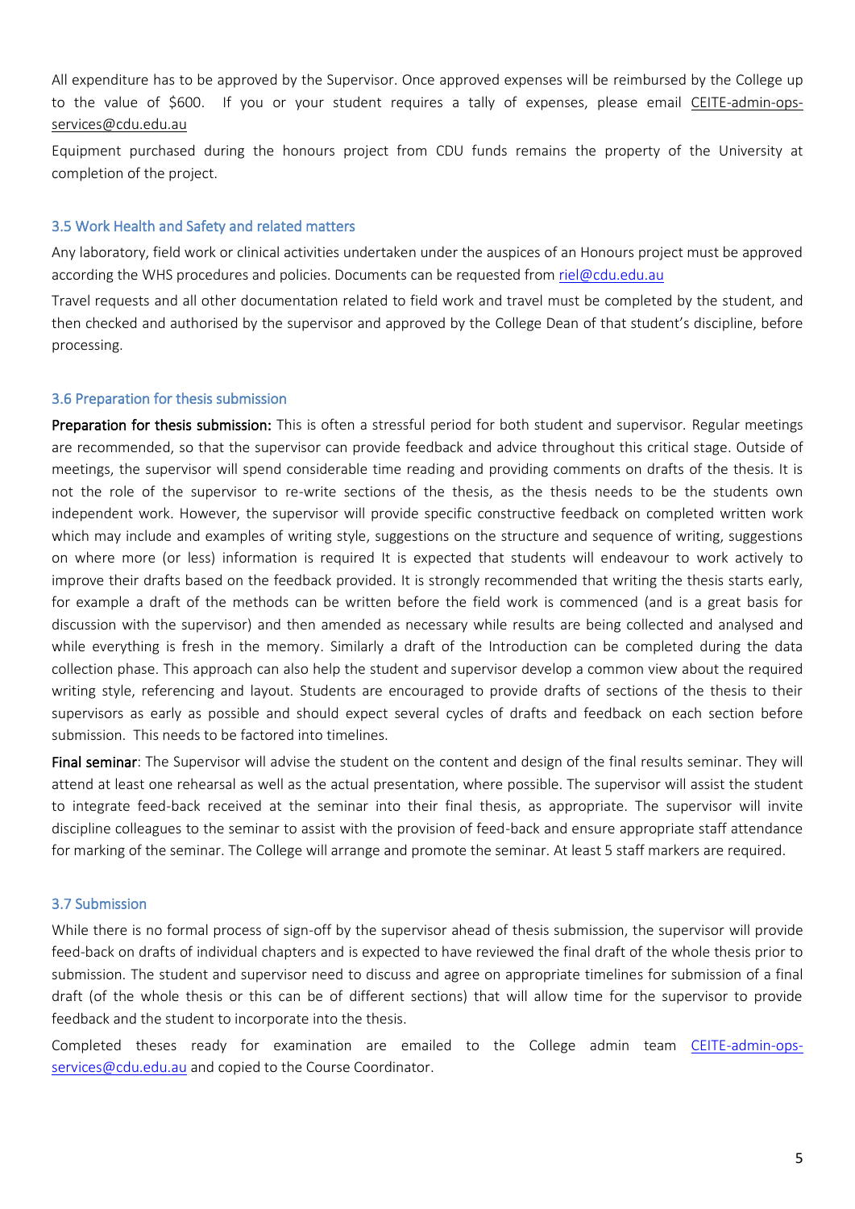All expenditure has to be approved by the Supervisor. Once approved expenses will be reimbursed by the College up to the value of $600. If you or your student requires a tally of expenses, please email CEITE-admin-ops-services@cdu.edu.au

Equipment purchased during the honours project from CDU funds remains the property of the University at completion of the project.

### 3.5 Work Health and Safety and related matters

Any laboratory, field work or clinical activities undertaken under the auspices of an Honours project must be approved according the WHS procedures and policies. Documents can be requested from riel@cdu.edu.au

Travel requests and all other documentation related to field work and travel must be completed by the student, and then checked and authorised by the supervisor and approved by the College Dean of that student's discipline, before processing.

### 3.6 Preparation for thesis submission

**Preparation for thesis submission:** This is often a stressful period for both student and supervisor. Regular meetings are recommended, so that the supervisor can provide feedback and advice throughout this critical stage. Outside of meetings, the supervisor will spend considerable time reading and providing comments on drafts of the thesis. It is not the role of the supervisor to re-write sections of the thesis, as the thesis needs to be the students own independent work. However, the supervisor will provide specific constructive feedback on completed written work which may include and examples of writing style, suggestions on the structure and sequence of writing, suggestions on where more (or less) information is required It is expected that students will endeavour to work actively to improve their drafts based on the feedback provided. It is strongly recommended that writing the thesis starts early, for example a draft of the methods can be written before the field work is commenced (and is a great basis for discussion with the supervisor) and then amended as necessary while results are being collected and analysed and while everything is fresh in the memory. Similarly a draft of the Introduction can be completed during the data collection phase. This approach can also help the student and supervisor develop a common view about the required writing style, referencing and layout. Students are encouraged to provide drafts of sections of the thesis to their supervisors as early as possible and should expect several cycles of drafts and feedback on each section before submission. This needs to be factored into timelines.

**Final seminar**: The Supervisor will advise the student on the content and design of the final results seminar. They will attend at least one rehearsal as well as the actual presentation, where possible. The supervisor will assist the student to integrate feed-back received at the seminar into their final thesis, as appropriate. The supervisor will invite discipline colleagues to the seminar to assist with the provision of feed-back and ensure appropriate staff attendance for marking of the seminar. The College will arrange and promote the seminar. At least 5 staff markers are required.

### 3.7 Submission

While there is no formal process of sign-off by the supervisor ahead of thesis submission, the supervisor will provide feed-back on drafts of individual chapters and is expected to have reviewed the final draft of the whole thesis prior to submission. The student and supervisor need to discuss and agree on appropriate timelines for submission of a final draft (of the whole thesis or this can be of different sections) that will allow time for the supervisor to provide feedback and the student to incorporate into the thesis.

Completed theses ready for examination are emailed to the College admin team CEITE-admin-ops-services@cdu.edu.au and copied to the Course Coordinator.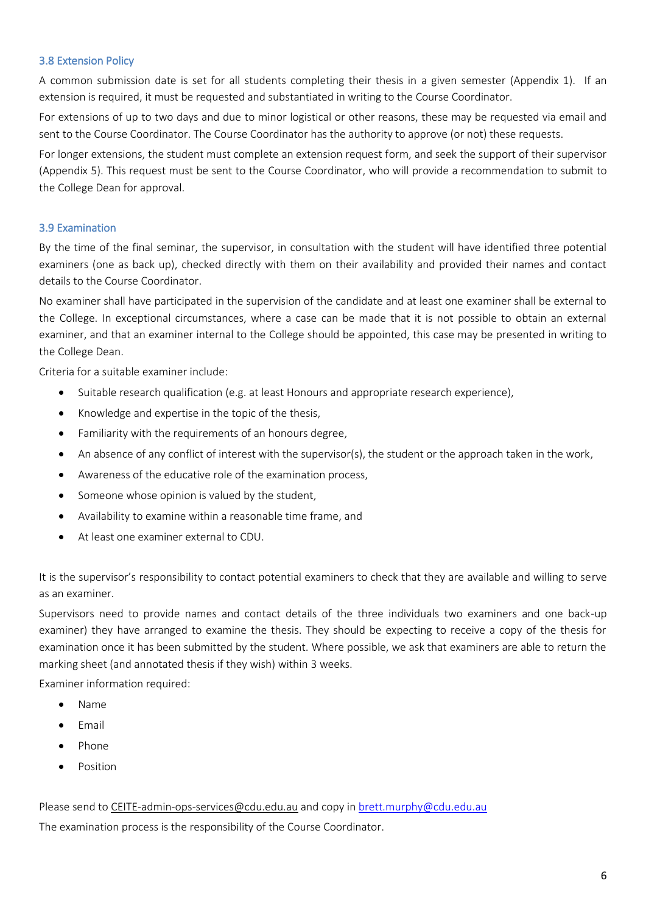### 3.8 Extension Policy

A common submission date is set for all students completing their thesis in a given semester (Appendix 1). If an extension is required, it must be requested and substantiated in writing to the Course Coordinator.

For extensions of up to two days and due to minor logistical or other reasons, these may be requested via email and sent to the Course Coordinator. The Course Coordinator has the authority to approve (or not) these requests.

For longer extensions, the student must complete an extension request form, and seek the support of their supervisor (Appendix 5). This request must be sent to the Course Coordinator, who will provide a recommendation to submit to the College Dean for approval.

### 3.9 Examination

By the time of the final seminar, the supervisor, in consultation with the student will have identified three potential examiners (one as back up), checked directly with them on their availability and provided their names and contact details to the Course Coordinator.

No examiner shall have participated in the supervision of the candidate and at least one examiner shall be external to the College. In exceptional circumstances, where a case can be made that it is not possible to obtain an external examiner, and that an examiner internal to the College should be appointed, this case may be presented in writing to the College Dean.

Criteria for a suitable examiner include:

- Suitable research qualification (e.g. at least Honours and appropriate research experience),
- Knowledge and expertise in the topic of the thesis,
- Familiarity with the requirements of an honours degree,
- An absence of any conflict of interest with the supervisor(s), the student or the approach taken in the work,
- Awareness of the educative role of the examination process,
- Someone whose opinion is valued by the student,
- Availability to examine within a reasonable time frame, and
- At least one examiner external to CDU.

It is the supervisor's responsibility to contact potential examiners to check that they are available and willing to serve as an examiner.

Supervisors need to provide names and contact details of the three individuals two examiners and one back-up examiner) they have arranged to examine the thesis. They should be expecting to receive a copy of the thesis for examination once it has been submitted by the student. Where possible, we ask that examiners are able to return the marking sheet (and annotated thesis if they wish) within 3 weeks.

Examiner information required:

- Name
- Email
- Phone
- Position

Please send to CEITE-admin-ops-services@cdu.edu.au and copy in brett.murphy@cdu.edu.au

The examination process is the responsibility of the Course Coordinator.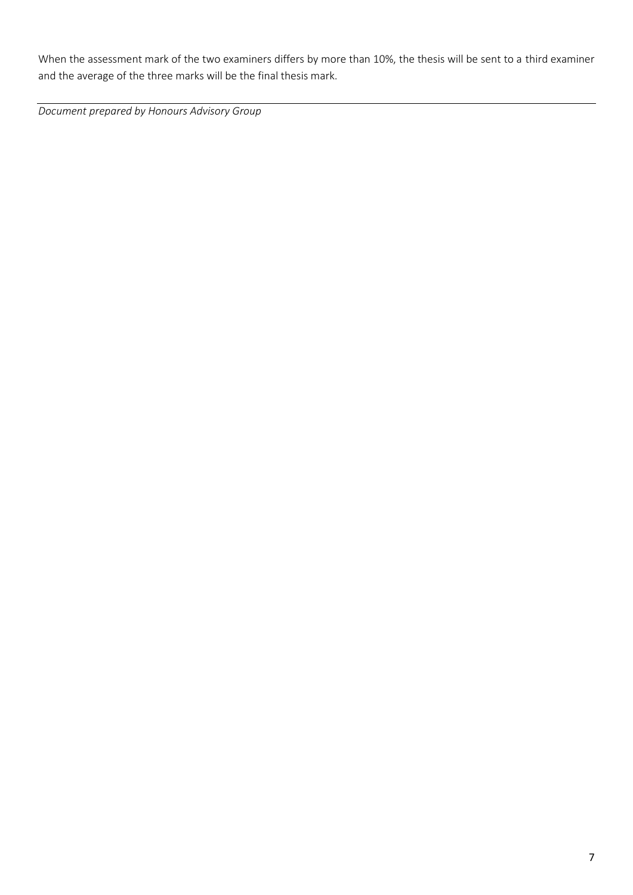When the assessment mark of the two examiners differs by more than 10%, the thesis will be sent to a third examiner and the average of the three marks will be the final thesis mark.

---

*Document prepared by Honours Advisory Group*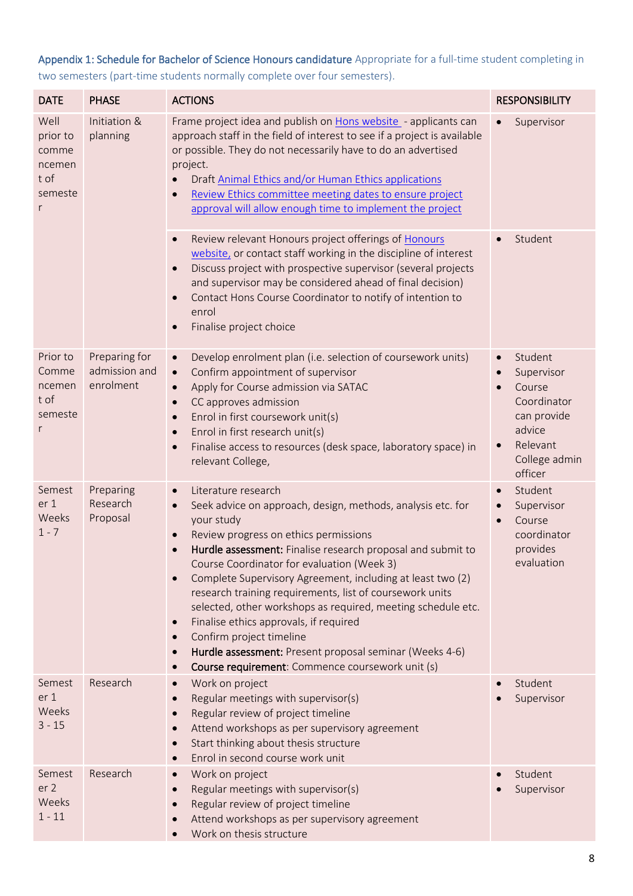**Appendix 1: Schedule for Bachelor of Science Honours candidature** Appropriate for a full-time student completing in two semesters (part-time students normally complete over four semesters).

| DATE | PHASE | ACTIONS | RESPONSIBILITY |
|---|---|---|---|
| Well prior to commencement of semester | Initiation & planning | Frame project idea and publish on Hons website - applicants can approach staff in the field of interest to see if a project is available or possible. They do not necessarily have to do an advertised project.<br>• Draft Animal Ethics and/or Human Ethics applications<br>• Review Ethics committee meeting dates to ensure project approval will allow enough time to implement the project | • Supervisor |
| | | • Review relevant Honours project offerings of Honours website, or contact staff working in the discipline of interest<br>• Discuss project with prospective supervisor (several projects and supervisor may be considered ahead of final decision)<br>• Contact Hons Course Coordinator to notify of intention to enrol<br>• Finalise project choice | • Student |
| Prior to Commencement of semester | Preparing for admission and enrolment | • Develop enrolment plan (i.e. selection of coursework units)<br>• Confirm appointment of supervisor<br>• Apply for Course admission via SATAC<br>• CC approves admission<br>• Enrol in first coursework unit(s)<br>• Enrol in first research unit(s)<br>• Finalise access to resources (desk space, laboratory space) in relevant College, | • Student<br>• Supervisor<br>• Course Coordinator can provide advice<br>• Relevant College admin officer |
| Semester 1 Weeks 1 - 7 | Preparing Research Proposal | • Literature research<br>• Seek advice on approach, design, methods, analysis etc. for your study<br>• Review progress on ethics permissions<br>• **Hurdle assessment:** Finalise research proposal and submit to Course Coordinator for evaluation (Week 3)<br>• Complete Supervisory Agreement, including at least two (2) research training requirements, list of coursework units selected, other workshops as required, meeting schedule etc.<br>• Finalise ethics approvals, if required<br>• Confirm project timeline<br>• **Hurdle assessment:** Present proposal seminar (Weeks 4-6)<br>• **Course requirement**: Commence coursework unit (s) | • Student<br>• Supervisor<br>• Course coordinator provides evaluation |
| Semester 1 Weeks 3 - 15 | Research | • Work on project<br>• Regular meetings with supervisor(s)<br>• Regular review of project timeline<br>• Attend workshops as per supervisory agreement<br>• Start thinking about thesis structure<br>• Enrol in second course work unit | • Student<br>• Supervisor |
| Semester 2 Weeks 1 - 11 | Research | • Work on project<br>• Regular meetings with supervisor(s)<br>• Regular review of project timeline<br>• Attend workshops as per supervisory agreement<br>• Work on thesis structure | • Student<br>• Supervisor |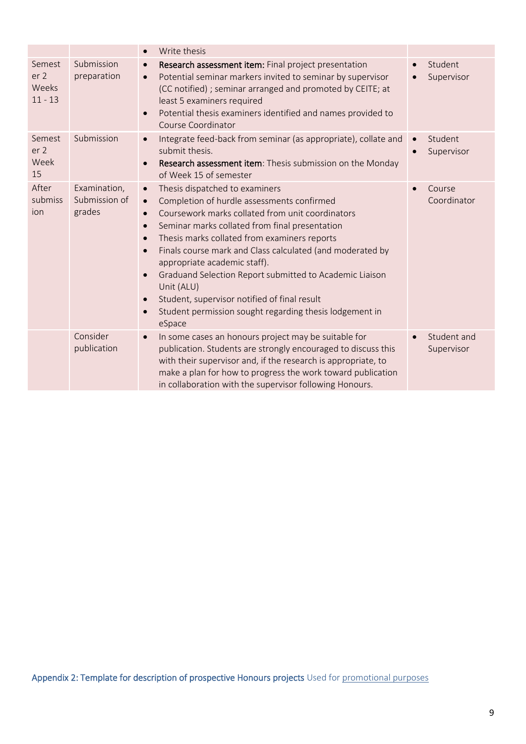| | | | |
|---|---|---|---|
| | | • Write thesis | |
| Semester 2 Weeks 11 - 13 | Submission preparation | • **Research assessment item:** Final project presentation<br>• Potential seminar markers invited to seminar by supervisor (CC notified) ; seminar arranged and promoted by CEITE; at least 5 examiners required<br>• Potential thesis examiners identified and names provided to Course Coordinator | • Student<br>• Supervisor |
| Semester 2 Week 15 | Submission | • Integrate feed-back from seminar (as appropriate), collate and submit thesis.<br>• **Research assessment item**: Thesis submission on the Monday of Week 15 of semester | • Student<br>• Supervisor |
| After submission | Examination, Submission of grades | • Thesis dispatched to examiners<br>• Completion of hurdle assessments confirmed<br>• Coursework marks collated from unit coordinators<br>• Seminar marks collated from final presentation<br>• Thesis marks collated from examiners reports<br>• Finals course mark and Class calculated (and moderated by appropriate academic staff).<br>• Graduand Selection Report submitted to Academic Liaison Unit (ALU)<br>• Student, supervisor notified of final result<br>• Student permission sought regarding thesis lodgement in eSpace | • Course Coordinator |
| | Consider publication | • In some cases an honours project may be suitable for publication. Students are strongly encouraged to discuss this with their supervisor and, if the research is appropriate, to make a plan for how to progress the work toward publication in collaboration with the supervisor following Honours. | • Student and Supervisor |

**Appendix 2: Template for description of prospective Honours projects** Used for promotional purposes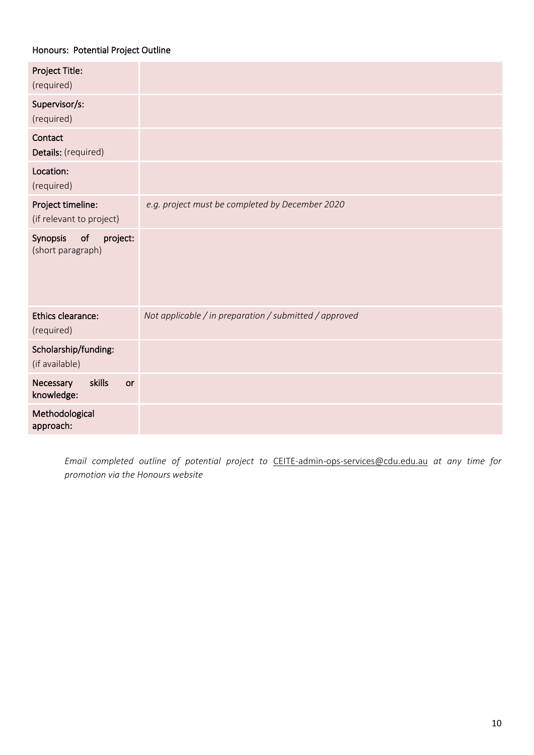## Honours: Potential Project Outline

| | |
|---|---|
| **Project Title:** (required) | |
| **Supervisor/s:** (required) | |
| **Contact Details:** (required) | |
| **Location:** (required) | |
| **Project timeline:** (if relevant to project) | *e.g. project must be completed by December 2020* |
| **Synopsis of project:** (short paragraph) | |
| **Ethics clearance:** (required) | *Not applicable / in preparation / submitted / approved* |
| **Scholarship/funding:** (if available) | |
| **Necessary skills or knowledge:** | |
| **Methodological approach:** | |

*Email completed outline of potential project to* CEITE-admin-ops-services@cdu.edu.au *at any time for promotion via the Honours website*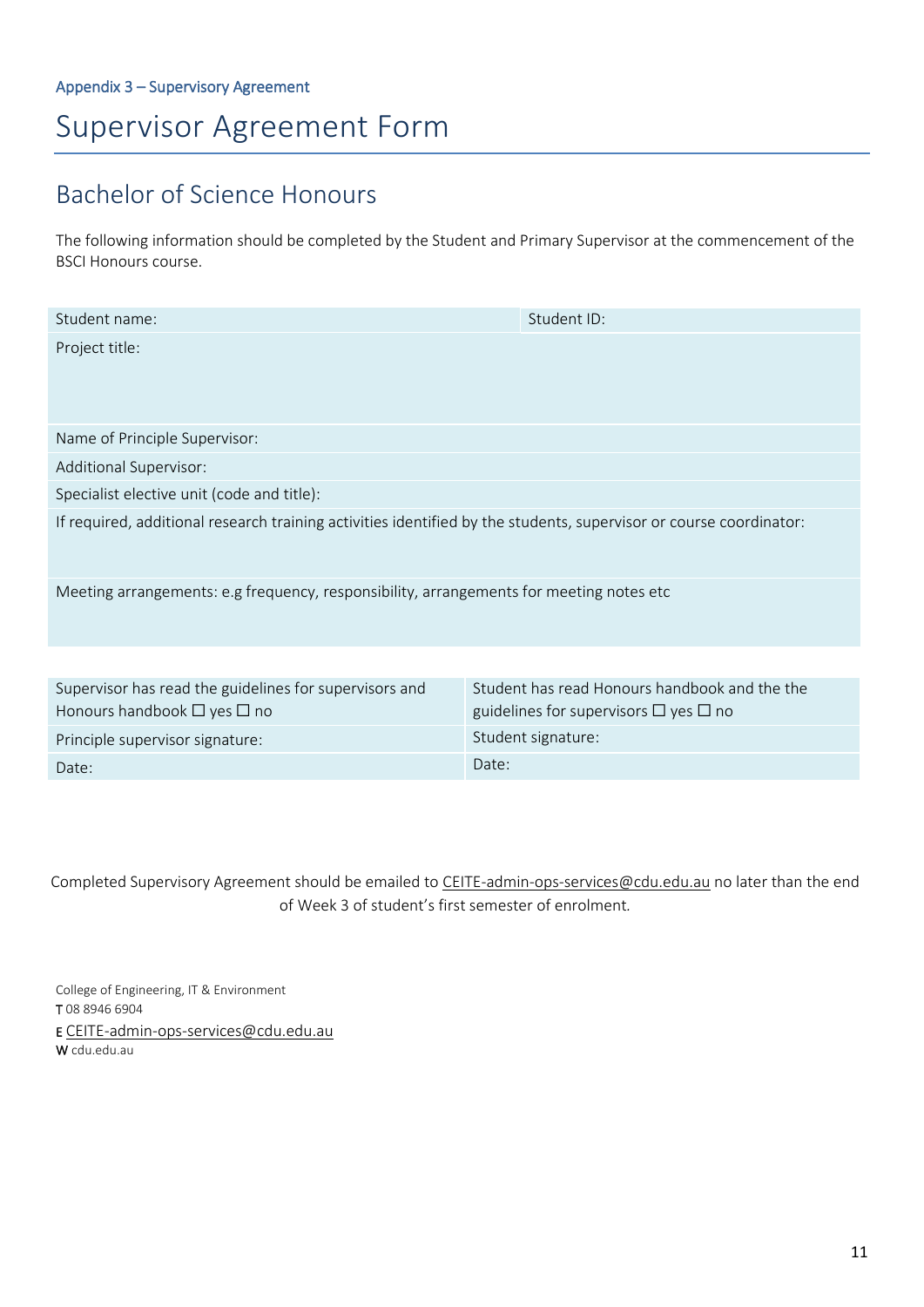Appendix 3 – Supervisory Agreement

# Supervisor Agreement Form

## Bachelor of Science Honours

The following information should be completed by the Student and Primary Supervisor at the commencement of the BSCI Honours course.

| Student name: | Student ID: |
|---|---|
| Project title: | |
| Name of Principle Supervisor: | |
| Additional Supervisor: | |
| Specialist elective unit (code and title): | |
| If required, additional research training activities identified by the students, supervisor or course coordinator: | |
| Meeting arrangements: e.g frequency, responsibility, arrangements for meeting notes etc | |

| Supervisor has read the guidelines for supervisors and Honours handbook ☐ yes ☐ no | Student has read Honours handbook and the the guidelines for supervisors ☐ yes ☐ no |
|---|---|
| Principle supervisor signature: | Student signature: |
| Date: | Date: |

Completed Supervisory Agreement should be emailed to CEITE-admin-ops-services@cdu.edu.au no later than the end of Week 3 of student's first semester of enrolment.

College of Engineering, IT & Environment
T 08 8946 6904
E CEITE-admin-ops-services@cdu.edu.au
W cdu.edu.au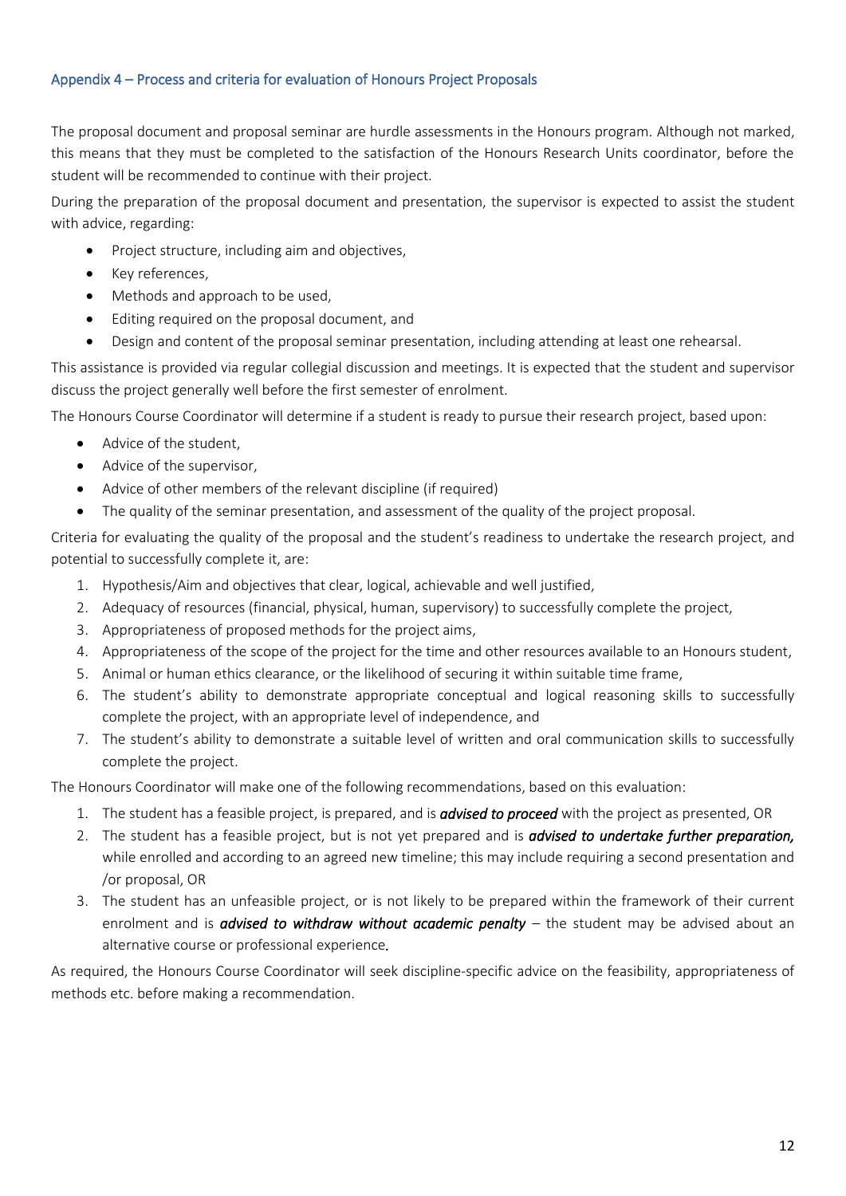## Appendix 4 – Process and criteria for evaluation of Honours Project Proposals

The proposal document and proposal seminar are hurdle assessments in the Honours program. Although not marked, this means that they must be completed to the satisfaction of the Honours Research Units coordinator, before the student will be recommended to continue with their project.

During the preparation of the proposal document and presentation, the supervisor is expected to assist the student with advice, regarding:

- Project structure, including aim and objectives,
- Key references,
- Methods and approach to be used,
- Editing required on the proposal document, and
- Design and content of the proposal seminar presentation, including attending at least one rehearsal.

This assistance is provided via regular collegial discussion and meetings. It is expected that the student and supervisor discuss the project generally well before the first semester of enrolment.

The Honours Course Coordinator will determine if a student is ready to pursue their research project, based upon:

- Advice of the student,
- Advice of the supervisor,
- Advice of other members of the relevant discipline (if required)
- The quality of the seminar presentation, and assessment of the quality of the project proposal.

Criteria for evaluating the quality of the proposal and the student's readiness to undertake the research project, and potential to successfully complete it, are:

1. Hypothesis/Aim and objectives that clear, logical, achievable and well justified,
2. Adequacy of resources (financial, physical, human, supervisory) to successfully complete the project,
3. Appropriateness of proposed methods for the project aims,
4. Appropriateness of the scope of the project for the time and other resources available to an Honours student,
5. Animal or human ethics clearance, or the likelihood of securing it within suitable time frame,
6. The student's ability to demonstrate appropriate conceptual and logical reasoning skills to successfully complete the project, with an appropriate level of independence, and
7. The student's ability to demonstrate a suitable level of written and oral communication skills to successfully complete the project.

The Honours Coordinator will make one of the following recommendations, based on this evaluation:

1. The student has a feasible project, is prepared, and is ***advised to proceed*** with the project as presented, OR
2. The student has a feasible project, but is not yet prepared and is ***advised to undertake further preparation,*** while enrolled and according to an agreed new timeline; this may include requiring a second presentation and /or proposal, OR
3. The student has an unfeasible project, or is not likely to be prepared within the framework of their current enrolment and is ***advised to withdraw without academic penalty*** – the student may be advised about an alternative course or professional experience.

As required, the Honours Course Coordinator will seek discipline-specific advice on the feasibility, appropriateness of methods etc. before making a recommendation.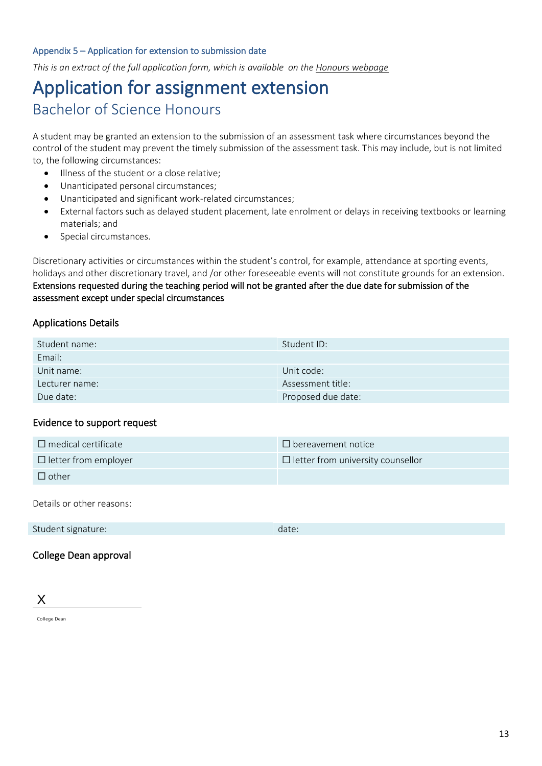#### Appendix 5 – Application for extension to submission date

*This is an extract of the full application form, which is available on the Honours webpage*

# Application for assignment extension

## Bachelor of Science Honours

A student may be granted an extension to the submission of an assessment task where circumstances beyond the control of the student may prevent the timely submission of the assessment task. This may include, but is not limited to, the following circumstances:

- Illness of the student or a close relative;
- Unanticipated personal circumstances;
- Unanticipated and significant work-related circumstances;
- External factors such as delayed student placement, late enrolment or delays in receiving textbooks or learning materials; and
- Special circumstances.

Discretionary activities or circumstances within the student's control, for example, attendance at sporting events, holidays and other discretionary travel, and /or other foreseeable events will not constitute grounds for an extension. **Extensions requested during the teaching period will not be granted after the due date for submission of the assessment except under special circumstances**

### Applications Details

| | |
|---|---|
| Student name: | Student ID: |
| Email: | |
| Unit name: | Unit code: |
| Lecturer name: | Assessment title: |
| Due date: | Proposed due date: |

### Evidence to support request

| | |
|---|---|
| ☐ medical certificate | ☐ bereavement notice |
| ☐ letter from employer | ☐ letter from university counsellor |
| ☐ other | |

Details or other reasons:

| | |
|---|---|
| Student signature: | date: |

### College Dean approval

X ____________________

College Dean